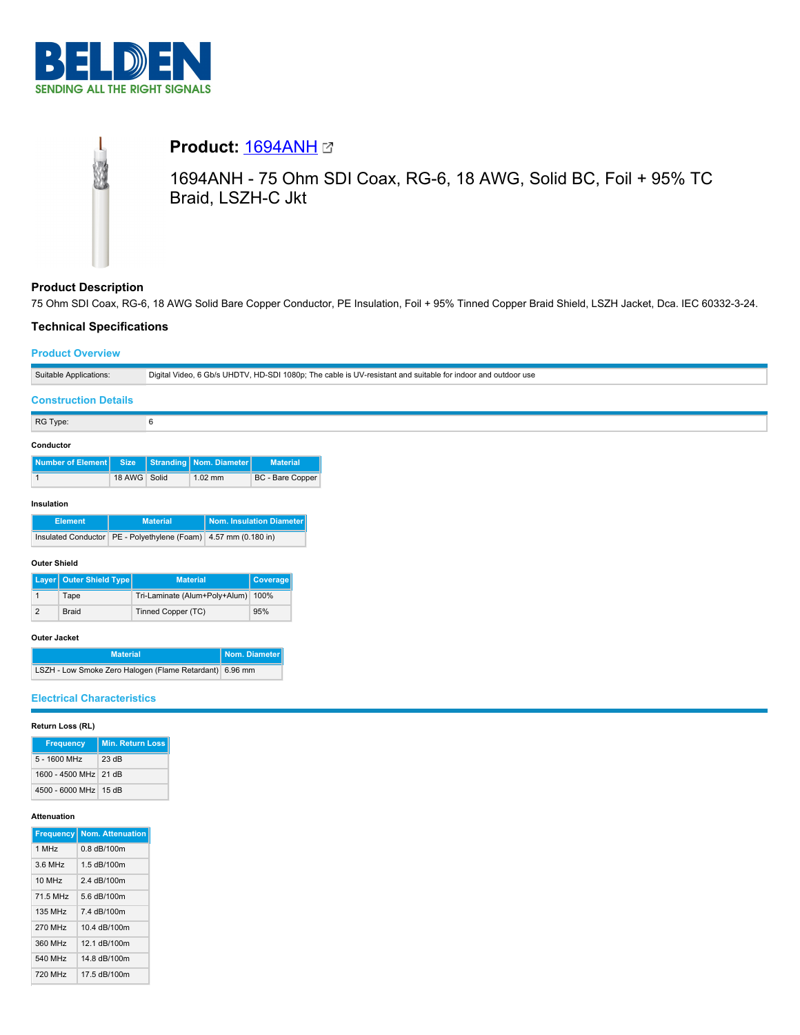# Product: 1694ANH

1694ANH - 75 Ohm SDI Coax, RG-6, 18 AWG, Solid BC, Foil + 95% TC Braid, LSZH-C Jkt

## Product Description

75 Ohm SDI Coax, RG-6, 18 AWG Solid Bare Copper Conductor, PE Insulation, Foil + 95% Tinned Copper Braid Shield, LSZH Jacket, Dca. IEC 60332-3-24.

## Technical Specifications

### Product Overview

| Suitable Applications: | Digital Video, 6 Gb/s UHDTV, HD-SDI 1080p; The cable is UV-resistant and suitable for indoor and outdoor use |
|---|---|

### Construction Details

| RG Type: | 6 |
|---|---|

**Conductor**

| Number of Element | Size | Stranding | Nom. Diameter | Material |
|---|---|---|---|---|
| 1 | 18 AWG | Solid | 1.02 mm | BC - Bare Copper |

**Insulation**

| Element | Material | Nom. Insulation Diameter |
|---|---|---|
| Insulated Conductor | PE - Polyethylene (Foam) | 4.57 mm (0.180 in) |

**Outer Shield**

| Layer | Outer Shield Type | Material | Coverage |
|---|---|---|---|
| 1 | Tape | Tri-Laminate (Alum+Poly+Alum) | 100% |
| 2 | Braid | Tinned Copper (TC) | 95% |

**Outer Jacket**

| Material | Nom. Diameter |
|---|---|
| LSZH - Low Smoke Zero Halogen (Flame Retardant) | 6.96 mm |

### Electrical Characteristics

**Return Loss (RL)**

| Frequency | Min. Return Loss |
|---|---|
| 5 - 1600 MHz | 23 dB |
| 1600 - 4500 MHz | 21 dB |
| 4500 - 6000 MHz | 15 dB |

**Attenuation**

| Frequency | Nom. Attenuation |
|---|---|
| 1 MHz | 0.8 dB/100m |
| 3.6 MHz | 1.5 dB/100m |
| 10 MHz | 2.4 dB/100m |
| 71.5 MHz | 5.6 dB/100m |
| 135 MHz | 7.4 dB/100m |
| 270 MHz | 10.4 dB/100m |
| 360 MHz | 12.1 dB/100m |
| 540 MHz | 14.8 dB/100m |
| 720 MHz | 17.5 dB/100m |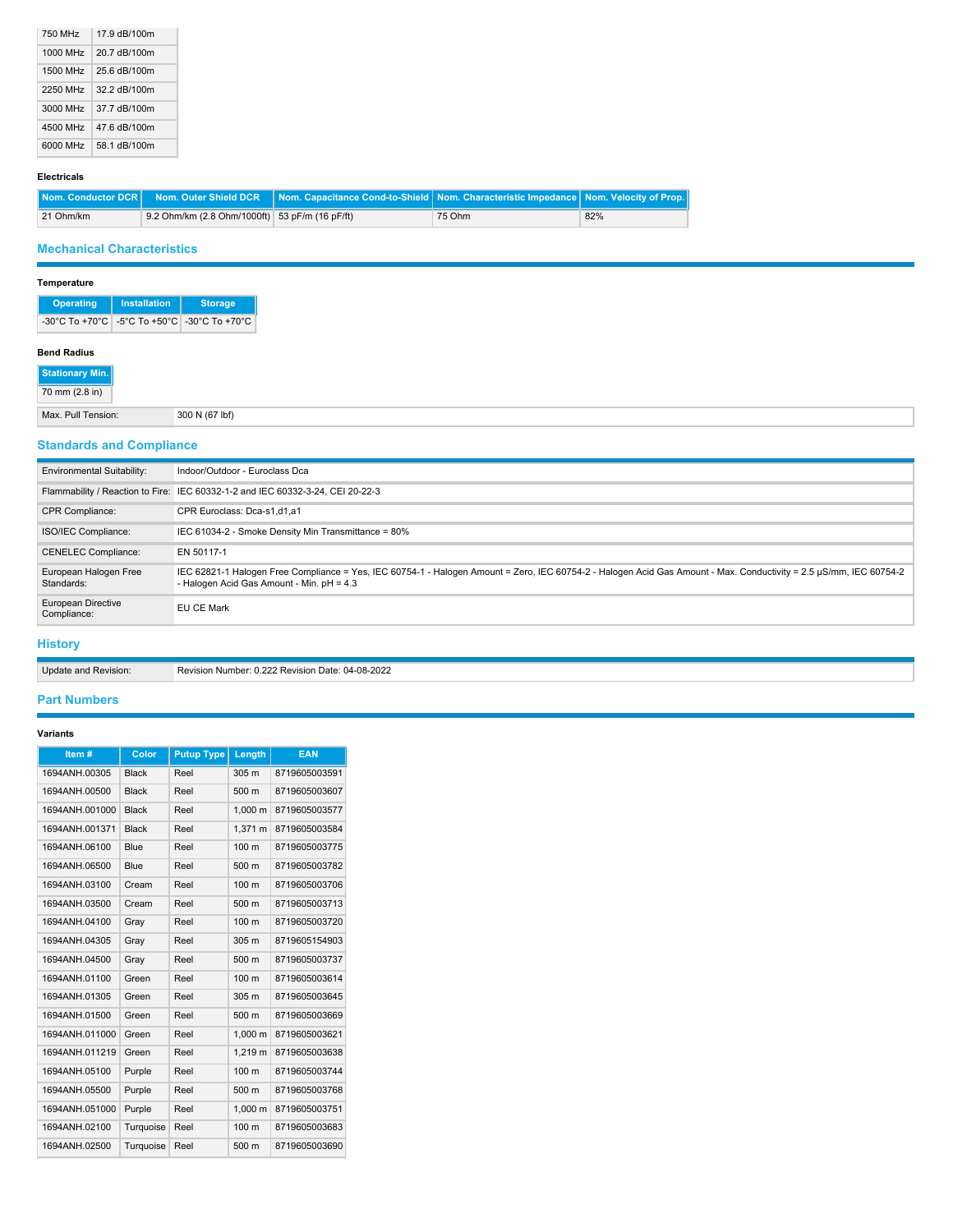| 750 MHz | 17.9 dB/100m |
|---|---|
| 1000 MHz | 20.7 dB/100m |
| 1500 MHz | 25.6 dB/100m |
| 2250 MHz | 32.2 dB/100m |
| 3000 MHz | 37.7 dB/100m |
| 4500 MHz | 47.6 dB/100m |
| 6000 MHz | 58.1 dB/100m |

#### Electricals

| Nom. Conductor DCR | Nom. Outer Shield DCR | Nom. Capacitance Cond-to-Shield | Nom. Characteristic Impedance | Nom. Velocity of Prop. |
|---|---|---|---|---|
| 21 Ohm/km | 9.2 Ohm/km (2.8 Ohm/1000ft) | 53 pF/m (16 pF/ft) | 75 Ohm | 82% |

## Mechanical Characteristics

#### Temperature

| Operating | Installation | Storage |
|---|---|---|
| -30°C To +70°C | -5°C To +50°C | -30°C To +70°C |

#### Bend Radius

| Stationary Min. |
|---|
| 70 mm (2.8 in) |

| | |
|---|---|
| Max. Pull Tension: | 300 N (67 lbf) |

## Standards and Compliance

| | |
|---|---|
| Environmental Suitability: | Indoor/Outdoor - Euroclass Dca |
| Flammability / Reaction to Fire: | IEC 60332-1-2 and IEC 60332-3-24, CEI 20-22-3 |
| CPR Compliance: | CPR Euroclass: Dca-s1,d1,a1 |
| ISO/IEC Compliance: | IEC 61034-2 - Smoke Density Min Transmittance = 80% |
| CENELEC Compliance: | EN 50117-1 |
| European Halogen Free Standards: | IEC 62821-1 Halogen Free Compliance = Yes, IEC 60754-1 - Halogen Amount = Zero, IEC 60754-2 - Halogen Acid Gas Amount - Max. Conductivity = 2.5 μS/mm, IEC 60754-2 - Halogen Acid Gas Amount - Min. pH = 4.3 |
| European Directive Compliance: | EU CE Mark |

## History

| | |
|---|---|
| Update and Revision: | Revision Number: 0.222 Revision Date: 04-08-2022 |

## Part Numbers

#### Variants

| Item # | Color | Putup Type | Length | EAN |
|---|---|---|---|---|
| 1694ANH.00305 | Black | Reel | 305 m | 8719605003591 |
| 1694ANH.00500 | Black | Reel | 500 m | 8719605003607 |
| 1694ANH.001000 | Black | Reel | 1,000 m | 8719605003577 |
| 1694ANH.001371 | Black | Reel | 1,371 m | 8719605003584 |
| 1694ANH.06100 | Blue | Reel | 100 m | 8719605003775 |
| 1694ANH.06500 | Blue | Reel | 500 m | 8719605003782 |
| 1694ANH.03100 | Cream | Reel | 100 m | 8719605003706 |
| 1694ANH.03500 | Cream | Reel | 500 m | 8719605003713 |
| 1694ANH.04100 | Gray | Reel | 100 m | 8719605003720 |
| 1694ANH.04305 | Gray | Reel | 305 m | 8719605154903 |
| 1694ANH.04500 | Gray | Reel | 500 m | 8719605003737 |
| 1694ANH.01100 | Green | Reel | 100 m | 8719605003614 |
| 1694ANH.01305 | Green | Reel | 305 m | 8719605003645 |
| 1694ANH.01500 | Green | Reel | 500 m | 8719605003669 |
| 1694ANH.011000 | Green | Reel | 1,000 m | 8719605003621 |
| 1694ANH.011219 | Green | Reel | 1,219 m | 8719605003638 |
| 1694ANH.05100 | Purple | Reel | 100 m | 8719605003744 |
| 1694ANH.05500 | Purple | Reel | 500 m | 8719605003768 |
| 1694ANH.051000 | Purple | Reel | 1,000 m | 8719605003751 |
| 1694ANH.02100 | Turquoise | Reel | 100 m | 8719605003683 |
| 1694ANH.02500 | Turquoise | Reel | 500 m | 8719605003690 |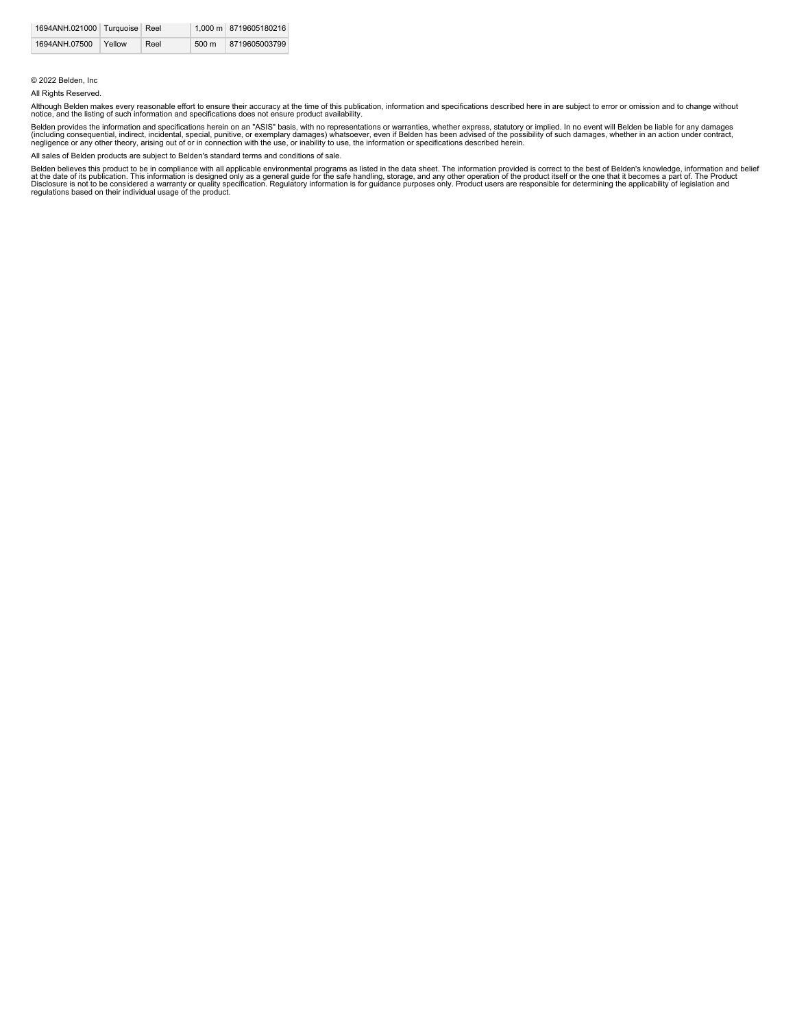| | | | | |
|---|---|---|---|---|
| 1694ANH.021000 | Turquoise | Reel | 1,000 m | 8719605180216 |
| 1694ANH.07500 | Yellow | Reel | 500 m | 8719605003799 |

© 2022 Belden, Inc

All Rights Reserved.

Although Belden makes every reasonable effort to ensure their accuracy at the time of this publication, information and specifications described here in are subject to error or omission and to change without notice, and the listing of such information and specifications does not ensure product availability.

Belden provides the information and specifications herein on an "ASIS" basis, with no representations or warranties, whether express, statutory or implied. In no event will Belden be liable for any damages (including consequential, indirect, incidental, special, punitive, or exemplary damages) whatsoever, even if Belden has been advised of the possibility of such damages, whether in an action under contract, negligence or any other theory, arising out of or in connection with the use, or inability to use, the information or specifications described herein.

All sales of Belden products are subject to Belden's standard terms and conditions of sale.

Belden believes this product to be in compliance with all applicable environmental programs as listed in the data sheet. The information provided is correct to the best of Belden's knowledge, information and belief at the date of its publication. This information is designed only as a general guide for the safe handling, storage, and any other operation of the product itself or the one that it becomes a part of. The Product Disclosure is not to be considered a warranty or quality specification. Regulatory information is for guidance purposes only. Product users are responsible for determining the applicability of legislation and regulations based on their individual usage of the product.